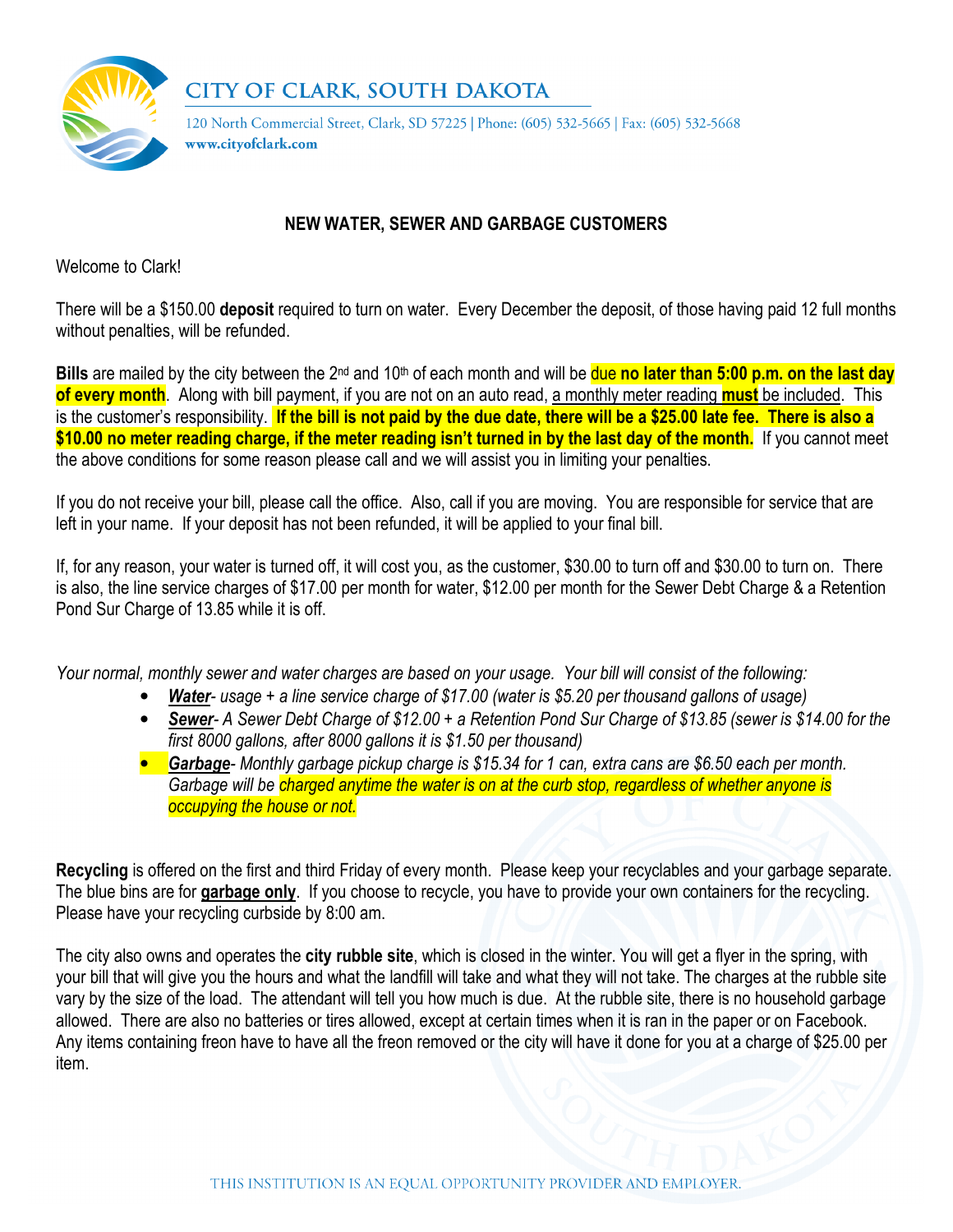# CITY OF CLARK, SOUTH DAKOTA

120 North Commercial Street, Clark, SD 57225 | Phone: (605) 532-5665 | Fax: (605) 532-5668
**www.cityofclark.com**

## NEW WATER, SEWER AND GARBAGE CUSTOMERS

Welcome to Clark!

There will be a $150.00 **deposit** required to turn on water. Every December the deposit, of those having paid 12 full months without penalties, will be refunded.

**Bills** are mailed by the city between the 2nd and 10th of each month and will be due **no later than 5:00 p.m. on the last day of every month**. Along with bill payment, if you are not on an auto read, a monthly meter reading **must** be included. This is the customer's responsibility. **If the bill is not paid by the due date, there will be a $25.00 late fee. There is also a $10.00 no meter reading charge, if the meter reading isn't turned in by the last day of the month.** If you cannot meet the above conditions for some reason please call and we will assist you in limiting your penalties.

If you do not receive your bill, please call the office. Also, call if you are moving. You are responsible for service that are left in your name. If your deposit has not been refunded, it will be applied to your final bill.

If, for any reason, your water is turned off, it will cost you, as the customer, $30.00 to turn off and $30.00 to turn on. There is also, the line service charges of $17.00 per month for water, $12.00 per month for the Sewer Debt Charge & a Retention Pond Sur Charge of 13.85 while it is off.

*Your normal, monthly sewer and water charges are based on your usage. Your bill will consist of the following:*

- ***Water**- usage + a line service charge of $17.00 (water is $5.20 per thousand gallons of usage)*
- ***Sewer**- A Sewer Debt Charge of $12.00 + a Retention Pond Sur Charge of $13.85 (sewer is $14.00 for the first 8000 gallons, after 8000 gallons it is $1.50 per thousand)*
- ***Garbage**- Monthly garbage pickup charge is $15.34 for 1 can, extra cans are $6.50 each per month. Garbage will be charged anytime the water is on at the curb stop, regardless of whether anyone is occupying the house or not.*

**Recycling** is offered on the first and third Friday of every month. Please keep your recyclables and your garbage separate. The blue bins are for **garbage only**. If you choose to recycle, you have to provide your own containers for the recycling. Please have your recycling curbside by 8:00 am.

The city also owns and operates the **city rubble site**, which is closed in the winter. You will get a flyer in the spring, with your bill that will give you the hours and what the landfill will take and what they will not take. The charges at the rubble site vary by the size of the load. The attendant will tell you how much is due. At the rubble site, there is no household garbage allowed. There are also no batteries or tires allowed, except at certain times when it is ran in the paper or on Facebook. Any items containing freon have to have all the freon removed or the city will have it done for you at a charge of $25.00 per item.

THIS INSTITUTION IS AN EQUAL OPPORTUNITY PROVIDER AND EMPLOYER.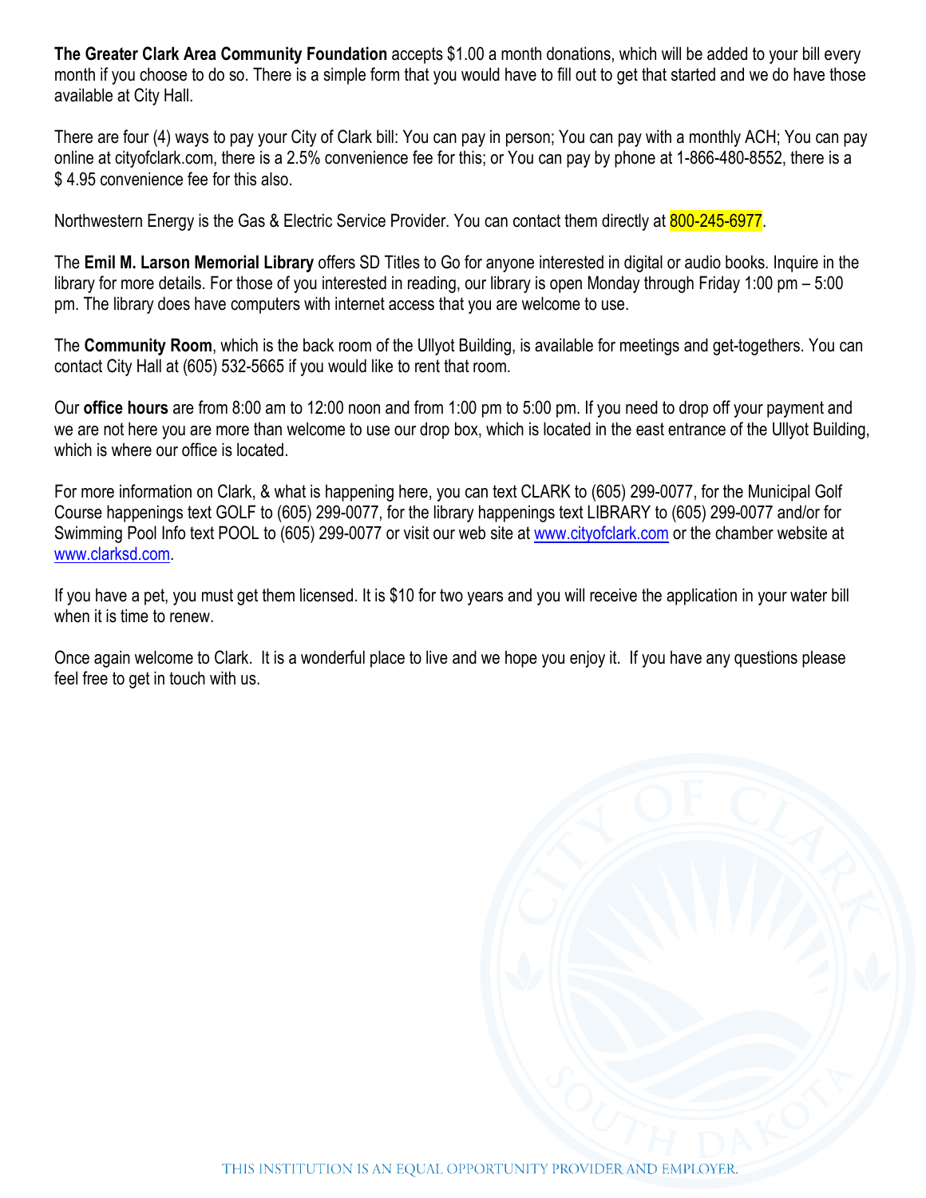**The Greater Clark Area Community Foundation** accepts $1.00 a month donations, which will be added to your bill every month if you choose to do so. There is a simple form that you would have to fill out to get that started and we do have those available at City Hall.

There are four (4) ways to pay your City of Clark bill: You can pay in person; You can pay with a monthly ACH; You can pay online at cityofclark.com, there is a 2.5% convenience fee for this; or You can pay by phone at 1-866-480-8552, there is a $ 4.95 convenience fee for this also.

Northwestern Energy is the Gas & Electric Service Provider. You can contact them directly at 800-245-6977.

The **Emil M. Larson Memorial Library** offers SD Titles to Go for anyone interested in digital or audio books. Inquire in the library for more details. For those of you interested in reading, our library is open Monday through Friday 1:00 pm – 5:00 pm. The library does have computers with internet access that you are welcome to use.

The **Community Room**, which is the back room of the Ullyot Building, is available for meetings and get-togethers. You can contact City Hall at (605) 532-5665 if you would like to rent that room.

Our **office hours** are from 8:00 am to 12:00 noon and from 1:00 pm to 5:00 pm. If you need to drop off your payment and we are not here you are more than welcome to use our drop box, which is located in the east entrance of the Ullyot Building, which is where our office is located.

For more information on Clark, & what is happening here, you can text CLARK to (605) 299-0077, for the Municipal Golf Course happenings text GOLF to (605) 299-0077, for the library happenings text LIBRARY to (605) 299-0077 and/or for Swimming Pool Info text POOL to (605) 299-0077 or visit our web site at www.cityofclark.com or the chamber website at www.clarksd.com.

If you have a pet, you must get them licensed. It is $10 for two years and you will receive the application in your water bill when it is time to renew.

Once again welcome to Clark. It is a wonderful place to live and we hope you enjoy it. If you have any questions please feel free to get in touch with us.

THIS INSTITUTION IS AN EQUAL OPPORTUNITY PROVIDER AND EMPLOYER.